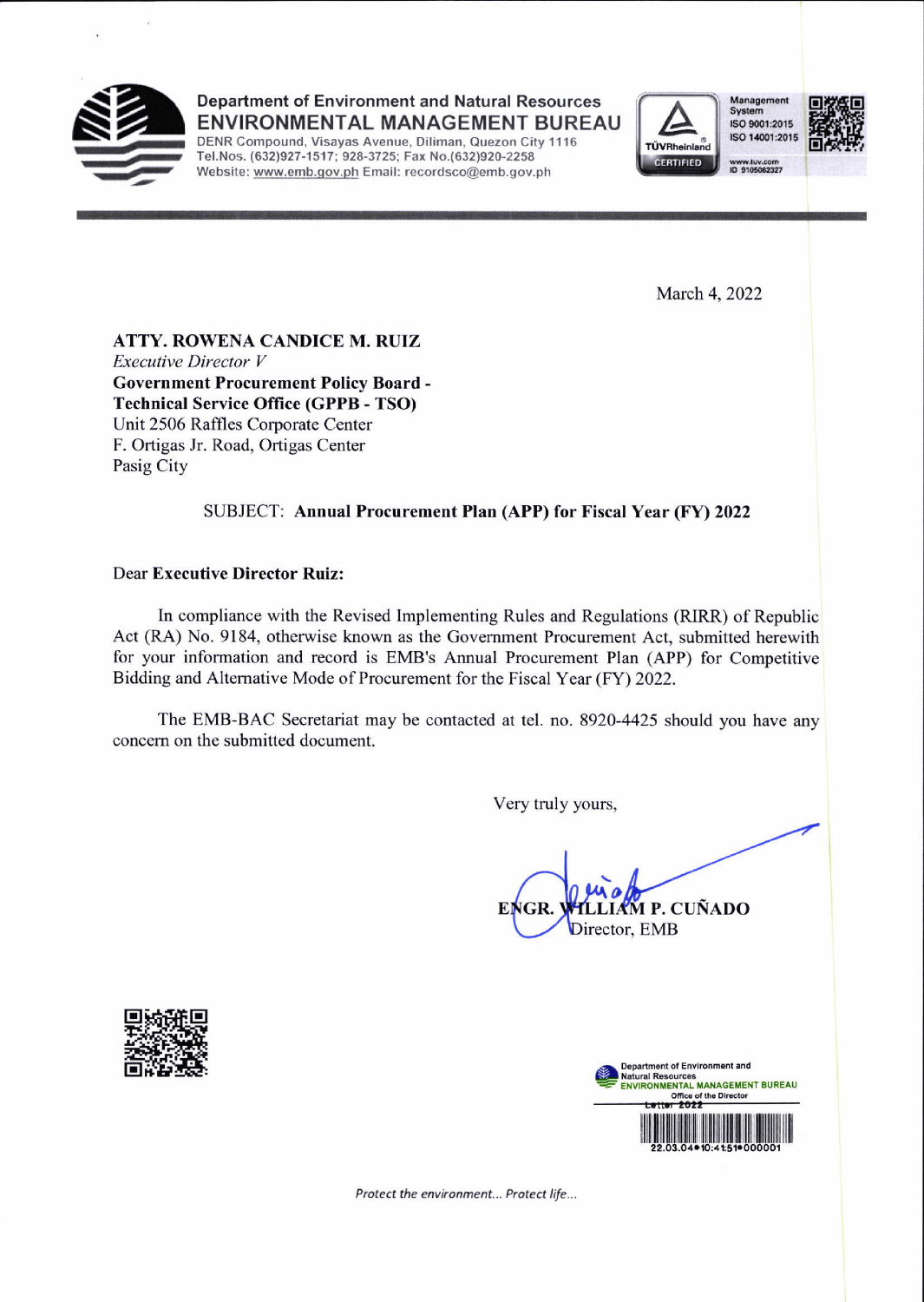Department of Environment and Natural Resources
**ENVIRONMENTAL MANAGEMENT BUREAU**
DENR Compound, Visayas Avenue, Diliman, Quezon City 1116
Tel.Nos. (632)927-1517; 928-3725; Fax No.(632)920-2258
Website: www.emb.gov.ph Email: recordsco@emb.gov.ph

March 4, 2022

**ATTY. ROWENA CANDICE M. RUIZ**
*Executive Director V*
**Government Procurement Policy Board - Technical Service Office (GPPB - TSO)**
Unit 2506 Raffles Corporate Center
F. Ortigas Jr. Road, Ortigas Center
Pasig City

SUBJECT: **Annual Procurement Plan (APP) for Fiscal Year (FY) 2022**

Dear **Executive Director Ruiz:**

In compliance with the Revised Implementing Rules and Regulations (RIRR) of Republic Act (RA) No. 9184, otherwise known as the Government Procurement Act, submitted herewith for your information and record is EMB's Annual Procurement Plan (APP) for Competitive Bidding and Alternative Mode of Procurement for the Fiscal Year (FY) 2022.

The EMB-BAC Secretariat may be contacted at tel. no. 8920-4425 should you have any concern on the submitted document.

Very truly yours,

**ENGR. WILLIAM P. CUÑADO**
Director, EMB

Department of Environment and Natural Resources
ENVIRONMENTAL MANAGEMENT BUREAU
Office of the Director
Letter 2022
22.03.04•10:41:51•000001

*Protect the environment... Protect life...*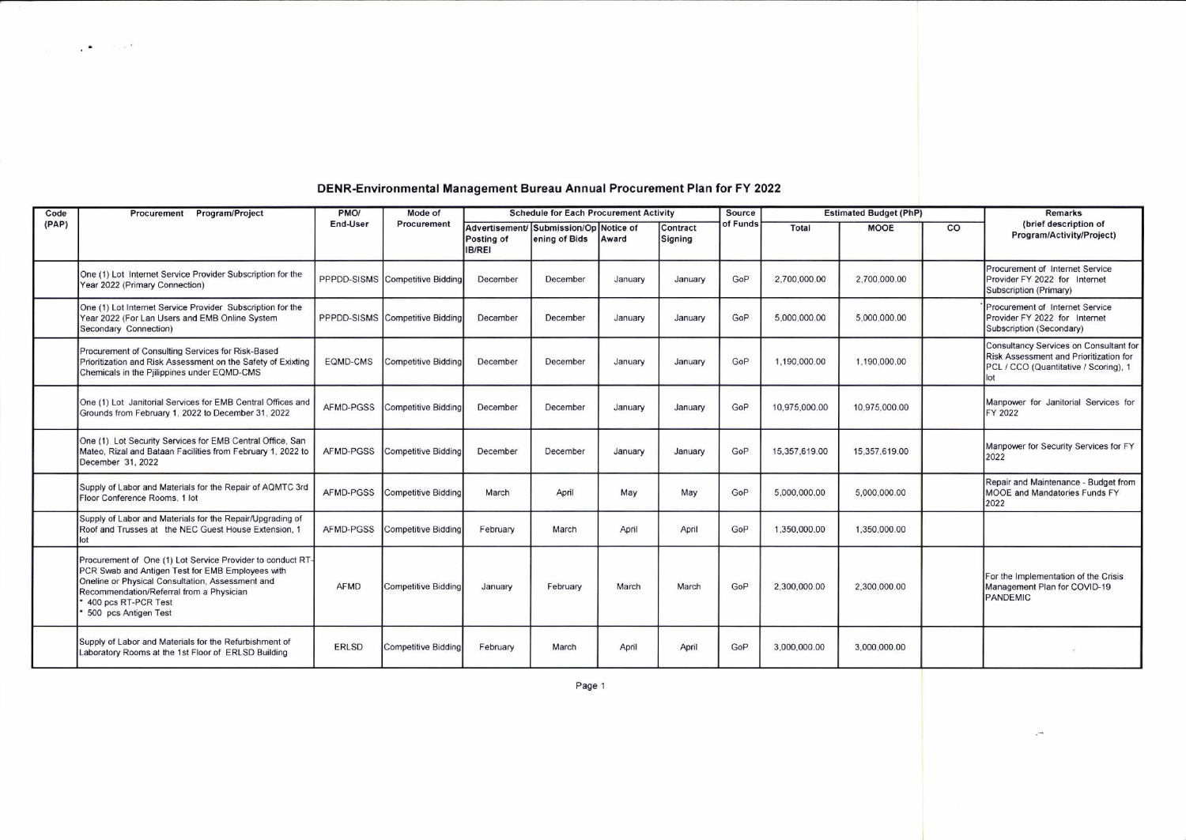## DENR-Environmental Management Bureau Annual Procurement Plan for FY 2022

| Code (PAP) | Procurement Program/Project | PMO/ End-User | Mode of Procurement | Schedule for Each Procurement Activity | | | | Source of Funds | Estimated Budget (PhP) | | | Remarks (brief description of Program/Activity/Project) |
|---|---|---|---|---|---|---|---|---|---|---|---|---|
| | | | | Advertisement/ Posting of IB/REI | Submission/Opening of Bids | Notice of Award | Contract Signing | | Total | MOOE | CO | |
| | One (1) Lot Internet Service Provider Subscription for the Year 2022 (Primary Connection) | PPPDD-SISMS | Competitive Bidding | December | December | January | January | GoP | 2,700,000.00 | 2,700,000.00 | | Procurement of Internet Service Provider FY 2022 for Internet Subscription (Primary) |
| | One (1) Lot Internet Service Provider Subscription for the Year 2022 (For Lan Users and EMB Online System Secondary Connection) | PPPDD-SISMS | Competitive Bidding | December | December | January | January | GoP | 5,000,000.00 | 5,000,000.00 | | Procurement of Internet Service Provider FY 2022 for Internet Subscription (Secondary) |
| | Procurement of Consulting Services for Risk-Based Prioritization and Risk Assessment on the Safety of Exixting Chemicals in the Pjilippines under EQMD-CMS | EQMD-CMS | Competitive Bidding | December | December | January | January | GoP | 1,190,000.00 | 1,190,000.00 | | Consultancy Services on Consultant for Risk Assessment and Prioritization for PCL / CCO (Quantitative / Scoring), 1 lot |
| | One (1) Lot Janitorial Services for EMB Central Offices and Grounds from February 1, 2022 to December 31, 2022 | AFMD-PGSS | Competitive Bidding | December | December | January | January | GoP | 10,975,000.00 | 10,975,000.00 | | Manpower for Janitorial Services for FY 2022 |
| | One (1) Lot Security Services for EMB Central Office, San Mateo, Rizal and Bataan Facilities from February 1, 2022 to December 31, 2022 | AFMD-PGSS | Competitive Bidding | December | December | January | January | GoP | 15,357,619.00 | 15,357,619.00 | | Manpower for Security Services for FY 2022 |
| | Supply of Labor and Materials for the Repair of AQMTC 3rd Floor Conference Rooms, 1 lot | AFMD-PGSS | Competitive Bidding | March | April | May | May | GoP | 5,000,000.00 | 5,000,000.00 | | Repair and Maintenance - Budget from MOOE and Mandatories Funds FY 2022 |
| | Supply of Labor and Materials for the Repair/Upgrading of Roof and Trusses at the NEC Guest House Extension, 1 lot | AFMD-PGSS | Competitive Bidding | February | March | April | April | GoP | 1,350,000.00 | 1,350,000.00 | | |
| | Procurement of One (1) Lot Service Provider to conduct RT-PCR Swab and Antigen Test for EMB Employees with Oneline or Physical Consultation, Assessment and Recommendation/Referral from a Physician<br>* 400 pcs RT-PCR Test<br>* 500 pcs Antigen Test | AFMD | Competitive Bidding | January | February | March | March | GoP | 2,300,000.00 | 2,300,000.00 | | For the Implementation of the Crisis Management Plan for COVID-19 PANDEMIC |
| | Supply of Labor and Materials for the Refurbishment of Laboratory Rooms at the 1st Floor of ERLSD Building | ERLSD | Competitive Bidding | February | March | April | April | GoP | 3,000,000.00 | 3,000,000.00 | | |